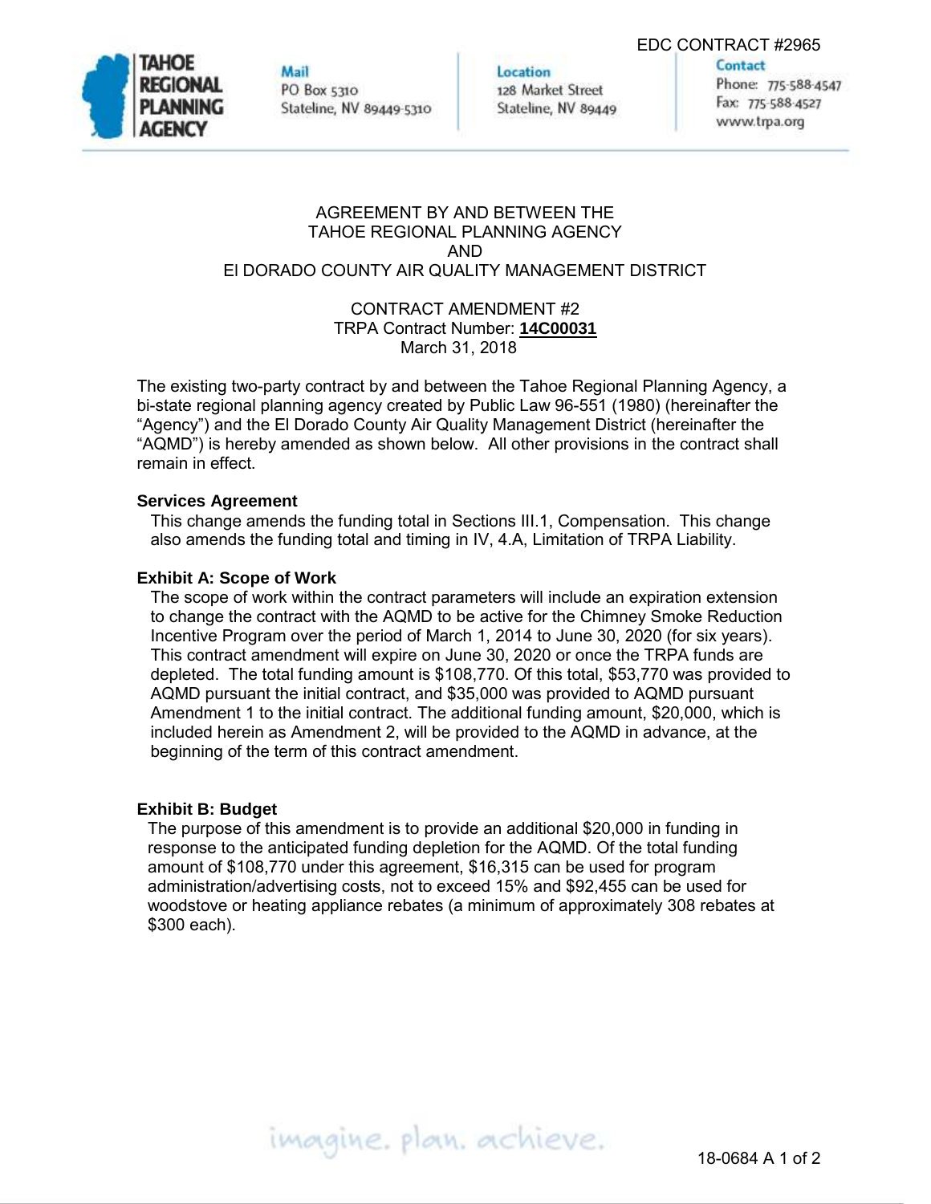EDC CONTRACT #2965

**TAHOE REGIONAL PLANNING AGENCY**

**Mail**
PO Box 5310
Stateline, NV 89449-5310

**Location**
128 Market Street
Stateline, NV 89449

**Contact**
Phone: 775-588-4547
Fax: 775-588-4527
www.trpa.org

AGREEMENT BY AND BETWEEN THE
TAHOE REGIONAL PLANNING AGENCY
AND
El DORADO COUNTY AIR QUALITY MANAGEMENT DISTRICT

CONTRACT AMENDMENT #2
TRPA Contract Number: **14C00031**
March 31, 2018

The existing two-party contract by and between the Tahoe Regional Planning Agency, a bi-state regional planning agency created by Public Law 96-551 (1980) (hereinafter the "Agency") and the El Dorado County Air Quality Management District (hereinafter the "AQMD") is hereby amended as shown below. All other provisions in the contract shall remain in effect.

**Services Agreement**

This change amends the funding total in Sections III.1, Compensation. This change also amends the funding total and timing in IV, 4.A, Limitation of TRPA Liability.

**Exhibit A: Scope of Work**

The scope of work within the contract parameters will include an expiration extension to change the contract with the AQMD to be active for the Chimney Smoke Reduction Incentive Program over the period of March 1, 2014 to June 30, 2020 (for six years). This contract amendment will expire on June 30, 2020 or once the TRPA funds are depleted. The total funding amount is $108,770. Of this total, $53,770 was provided to AQMD pursuant the initial contract, and $35,000 was provided to AQMD pursuant Amendment 1 to the initial contract. The additional funding amount, $20,000, which is included herein as Amendment 2, will be provided to the AQMD in advance, at the beginning of the term of this contract amendment.

**Exhibit B: Budget**

The purpose of this amendment is to provide an additional $20,000 in funding in response to the anticipated funding depletion for the AQMD. Of the total funding amount of $108,770 under this agreement, $16,315 can be used for program administration/advertising costs, not to exceed 15% and $92,455 can be used for woodstove or heating appliance rebates (a minimum of approximately 308 rebates at $300 each).

imagine. plan. achieve.

18-0684 A 1 of 2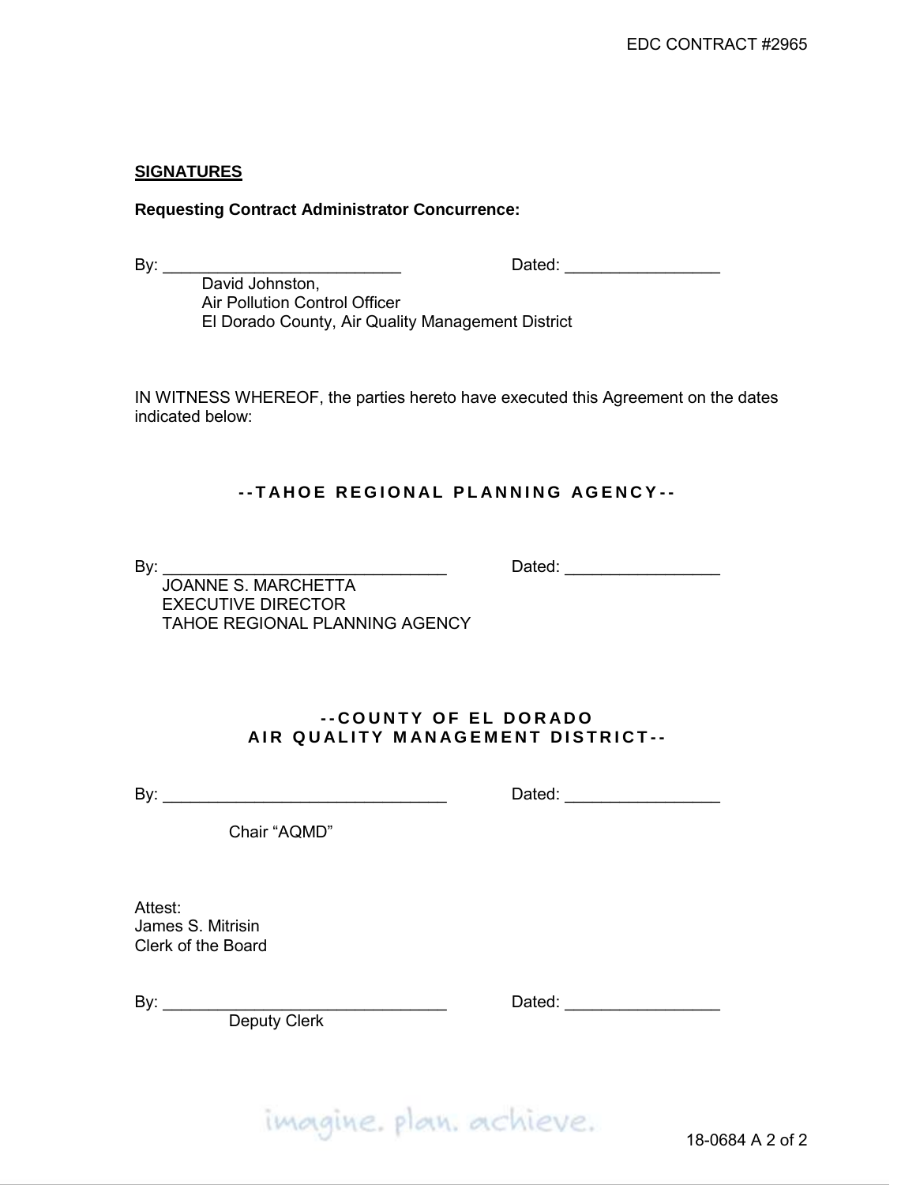**SIGNATURES**

**Requesting Contract Administrator Concurrence:**

By: __________________________ Dated: _________________

David Johnston,
Air Pollution Control Officer
El Dorado County, Air Quality Management District

IN WITNESS WHEREOF, the parties hereto have executed this Agreement on the dates indicated below:

**--TAHOE REGIONAL PLANNING AGENCY--**

By: _______________________________ Dated: _________________

JOANNE S. MARCHETTA
EXECUTIVE DIRECTOR
TAHOE REGIONAL PLANNING AGENCY

**--COUNTY OF EL DORADO**
**AIR QUALITY MANAGEMENT DISTRICT--**

By: _______________________________ Dated: _________________

Chair "AQMD"

Attest:
James S. Mitrisin
Clerk of the Board

By: _______________________________ Dated: _________________

Deputy Clerk

imagine. plan. achieve.